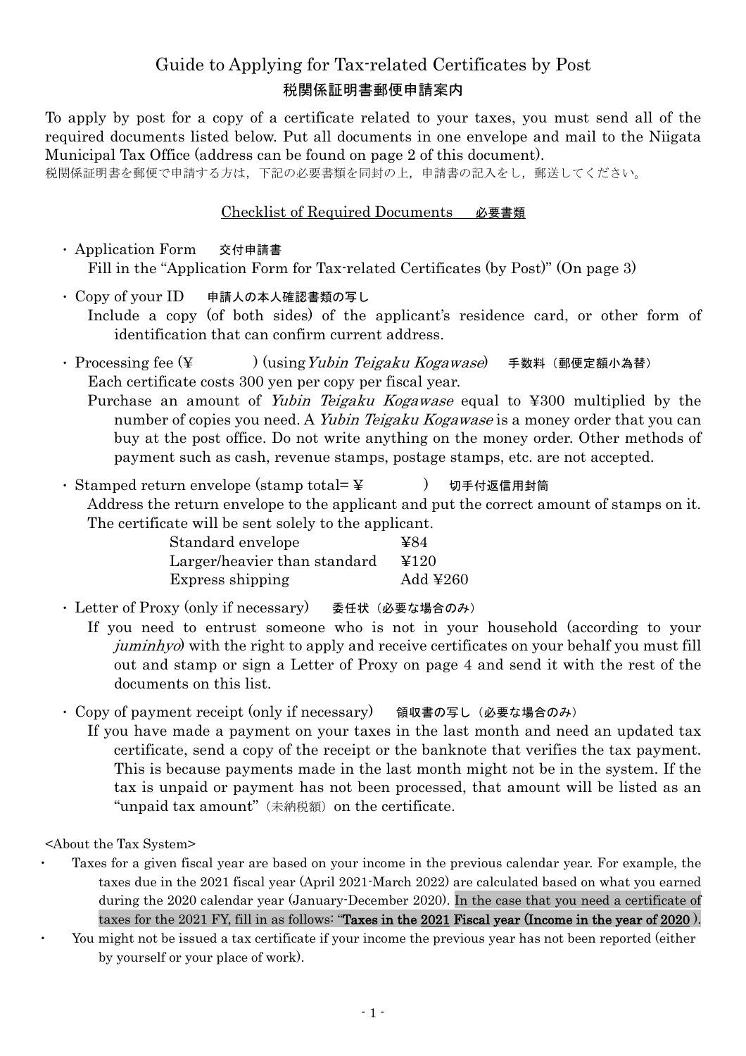# Guide to Applying for Tax-related Certificates by Post
# 税関係証明書郵便申請案内

To apply by post for a copy of a certificate related to your taxes, you must send all of the required documents listed below. Put all documents in one envelope and mail to the Niigata Municipal Tax Office (address can be found on page 2 of this document).
税関係証明書を郵便で申請する方は，下記の必要書類を同封の上，申請書の記入をし，郵送してください。

## Checklist of Required Documents　必要書類

- Application Form　**交付申請書**
  Fill in the "Application Form for Tax-related Certificates (by Post)" (On page 3)
- Copy of your ID　**申請人の本人確認書類の写し**
  Include a copy (of both sides) of the applicant's residence card, or other form of identification that can confirm current address.
- Processing fee (¥　　　　) (using *Yubin Teigaku Kogawase*)　**手数料（郵便定額小為替）**
  Each certificate costs 300 yen per copy per fiscal year.
  Purchase an amount of *Yubin Teigaku Kogawase* equal to ¥300 multiplied by the number of copies you need. A *Yubin Teigaku Kogawase* is a money order that you can buy at the post office. Do not write anything on the money order. Other methods of payment such as cash, revenue stamps, postage stamps, etc. are not accepted.
- Stamped return envelope (stamp total= ¥　　　　)　**切手付返信用封筒**
  Address the return envelope to the applicant and put the correct amount of stamps on it. The certificate will be sent solely to the applicant.

| | |
|---|---|
| Standard envelope | ¥84 |
| Larger/heavier than standard | ¥120 |
| Express shipping | Add ¥260 |

- Letter of Proxy (only if necessary)　**委任状（必要な場合のみ）**
  If you need to entrust someone who is not in your household (according to your *juminhyo*) with the right to apply and receive certificates on your behalf you must fill out and stamp or sign a Letter of Proxy on page 4 and send it with the rest of the documents on this list.
- Copy of payment receipt (only if necessary)　**領収書の写し（必要な場合のみ）**
  If you have made a payment on your taxes in the last month and need an updated tax certificate, send a copy of the receipt or the banknote that verifies the tax payment. This is because payments made in the last month might not be in the system. If the tax is unpaid or payment has not been processed, that amount will be listed as an "unpaid tax amount"（未納税額）on the certificate.

<About the Tax System>

- Taxes for a given fiscal year are based on your income in the previous calendar year. For example, the taxes due in the 2021 fiscal year (April 2021-March 2022) are calculated based on what you earned during the 2020 calendar year (January-December 2020). In the case that you need a certificate of taxes for the 2021 FY, fill in as follows: "**Taxes in the <u>2021</u> Fiscal year (Income in the year of <u>2020</u> ).**
- You might not be issued a tax certificate if your income the previous year has not been reported (either by yourself or your place of work).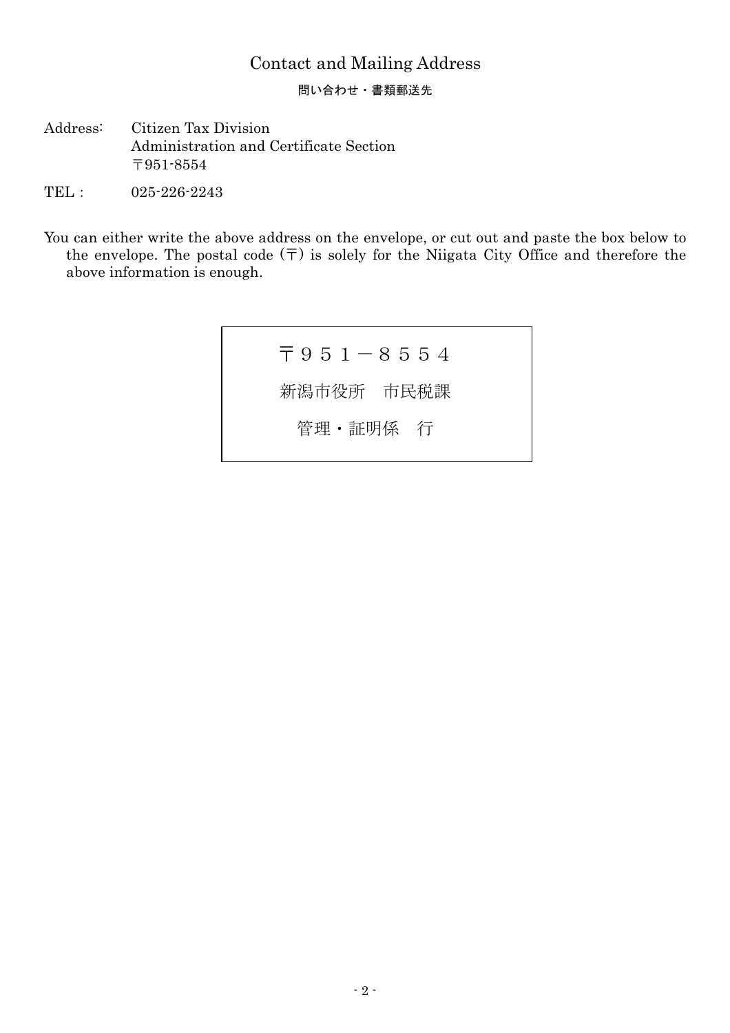## Contact and Mailing Address

**問い合わせ・書類郵送先**

Address: Citizen Tax Division
Administration and Certificate Section
〒951-8554

TEL : 025-226-2243

You can either write the above address on the envelope, or cut out and paste the box below to the envelope. The postal code (〒) is solely for the Niigata City Office and therefore the above information is enough.

| 〒９５１－８５５４<br>新潟市役所　市民税課<br>管理・証明係　行 |
|---|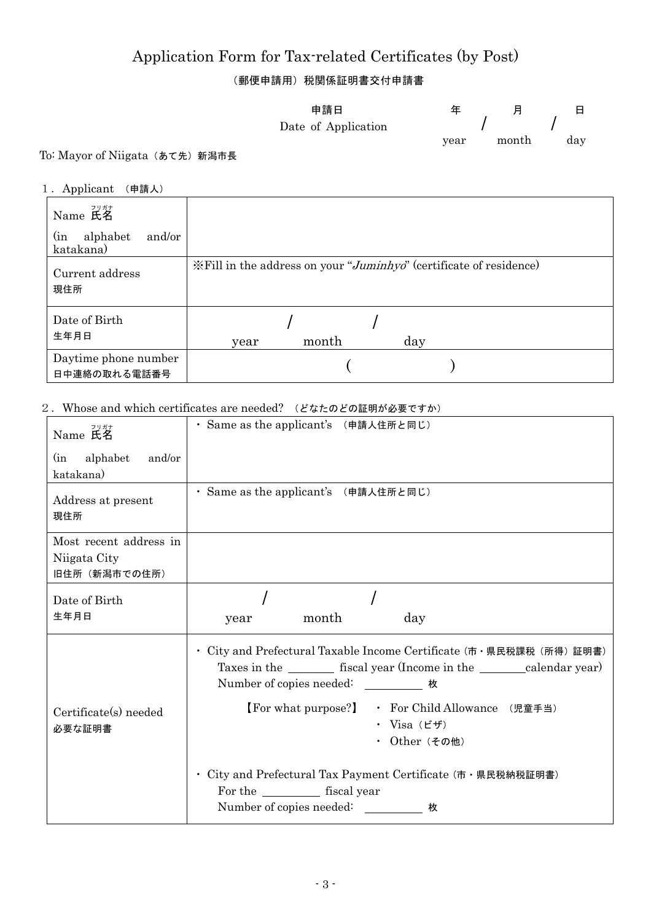# Application Form for Tax-related Certificates (by Post)

（郵便申請用）税関係証明書交付申請書

申請日 Date of Application　　年 / 月 / 日　year　month　day

To: Mayor of Niigata（あて先）新潟市長

1．Applicant （申請人）

| | |
|---|---|
| Name 氏名（フリガナ） (in alphabet and/or katakana) | |
| Current address 現住所 | ※Fill in the address on your "*Juminhyo*" (certificate of residence) |
| Date of Birth 生年月日 | / / year month day |
| Daytime phone number 日中連絡の取れる電話番号 | ( ) |

2．Whose and which certificates are needed? （どなたのどの証明が必要ですか）

| | |
|---|---|
| Name 氏名（フリガナ） (in alphabet and/or katakana) | ・ Same as the applicant's （申請人住所と同じ） |
| Address at present 現住所 | ・ Same as the applicant's （申請人住所と同じ） |
| Most recent address in Niigata City 旧住所（新潟市での住所） | |
| Date of Birth 生年月日 | / / year month day |
| Certificate(s) needed 必要な証明書 | ・ City and Prefectural Taxable Income Certificate（市・県民税課税（所得）証明書） Taxes in the ________ fiscal year (Income in the ________calendar year) Number of copies needed: ________ 枚 【For what purpose?】 ・ For Child Allowance （児童手当） ・ Visa（ビザ） ・ Other（その他） ・ City and Prefectural Tax Payment Certificate（市・県民税納税証明書） For the ________ fiscal year Number of copies needed: ________ 枚 |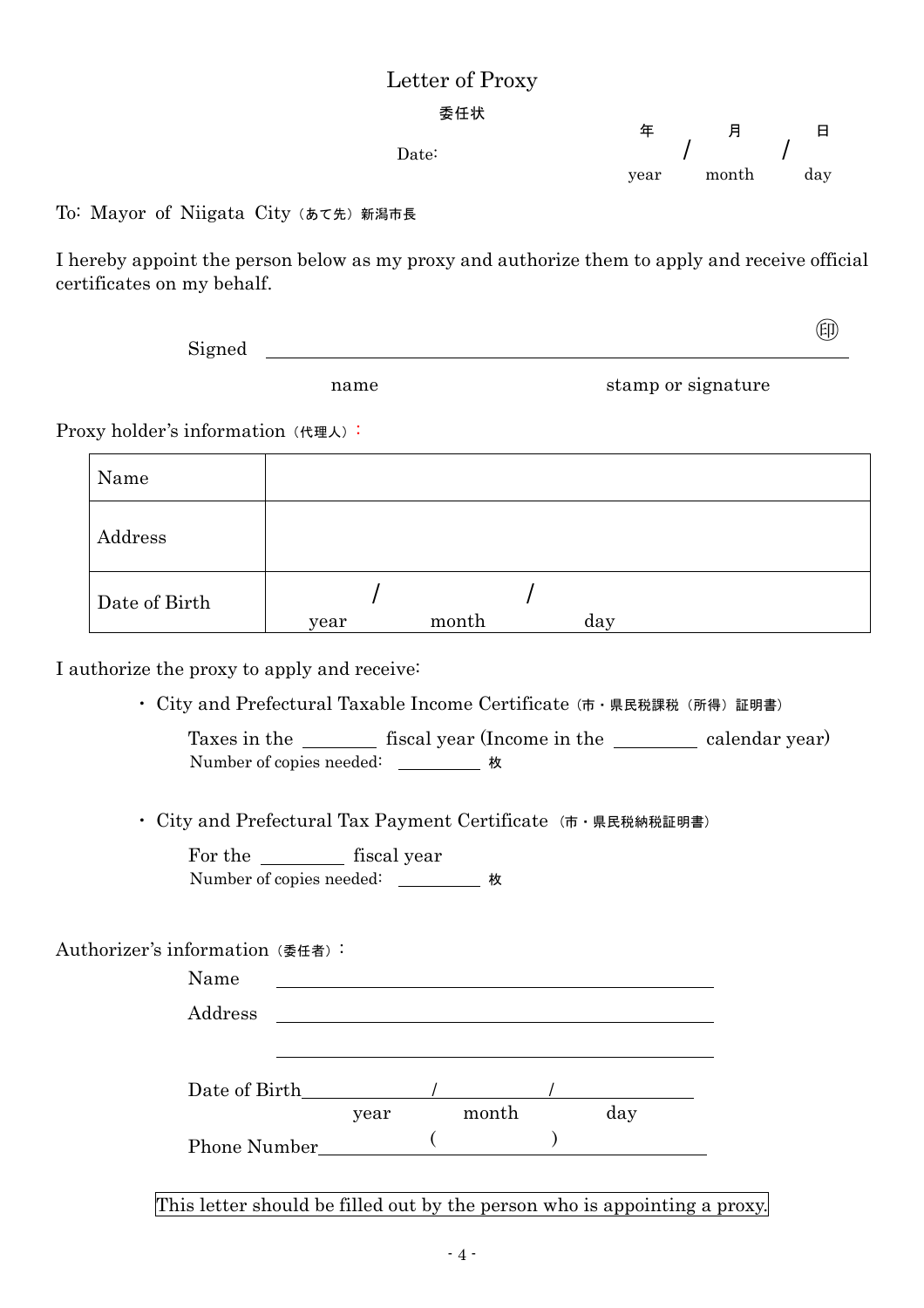# Letter of Proxy

委任状

Date: 年 / 月 / 日
year / month / day

To: Mayor of Niigata City（あて先）新潟市長

I hereby appoint the person below as my proxy and authorize them to apply and receive official certificates on my behalf.

Signed ______________________________________ ㊞
name stamp or signature

Proxy holder's information（代理人）:

| | |
|---|---|
| Name | |
| Address | |
| Date of Birth | / / <br>year month day |

I authorize the proxy to apply and receive:

- City and Prefectural Taxable Income Certificate（市・県民税課税（所得）証明書）

  Taxes in the ________ fiscal year (Income in the _________ calendar year)
  Number of copies needed: _________ 枚

- City and Prefectural Tax Payment Certificate（市・県民税納税証明書）

  For the _________ fiscal year
  Number of copies needed: _________ 枚

Authorizer's information（委任者）:

Name ______________________________________

Address ______________________________________

______________________________________

Date of Birth ____________ / ____________ / ____________
year month day

Phone Number ________ ( ________ ) ________

This letter should be filled out by the person who is appointing a proxy.